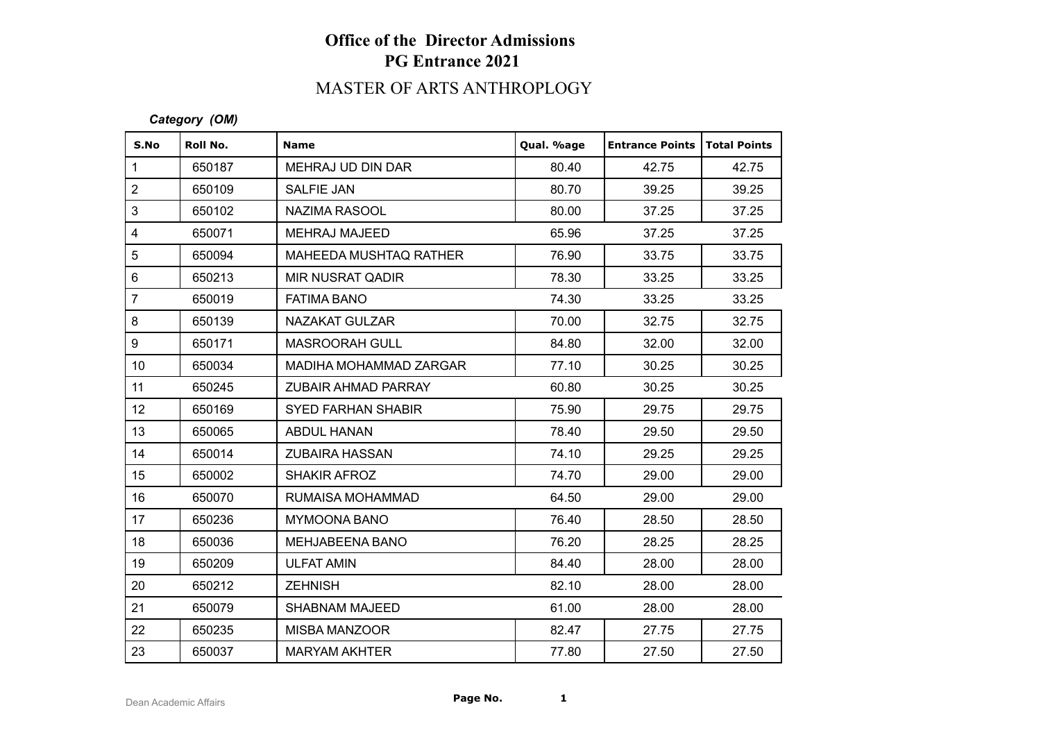# Office of the Director Admissions
## PG Entrance 2021

### MASTER OF ARTS ANTHROPLOGY

*Category (OM)*

| S.No | Roll No. | Name | Qual. %age | Entrance Points | Total Points |
|---|---|---|---|---|---|
| 1 | 650187 | MEHRAJ UD DIN DAR | 80.40 | 42.75 | 42.75 |
| 2 | 650109 | SALFIE JAN | 80.70 | 39.25 | 39.25 |
| 3 | 650102 | NAZIMA RASOOL | 80.00 | 37.25 | 37.25 |
| 4 | 650071 | MEHRAJ MAJEED | 65.96 | 37.25 | 37.25 |
| 5 | 650094 | MAHEEDA MUSHTAQ RATHER | 76.90 | 33.75 | 33.75 |
| 6 | 650213 | MIR NUSRAT QADIR | 78.30 | 33.25 | 33.25 |
| 7 | 650019 | FATIMA BANO | 74.30 | 33.25 | 33.25 |
| 8 | 650139 | NAZAKAT GULZAR | 70.00 | 32.75 | 32.75 |
| 9 | 650171 | MASROORAH GULL | 84.80 | 32.00 | 32.00 |
| 10 | 650034 | MADIHA MOHAMMAD ZARGAR | 77.10 | 30.25 | 30.25 |
| 11 | 650245 | ZUBAIR AHMAD PARRAY | 60.80 | 30.25 | 30.25 |
| 12 | 650169 | SYED FARHAN SHABIR | 75.90 | 29.75 | 29.75 |
| 13 | 650065 | ABDUL HANAN | 78.40 | 29.50 | 29.50 |
| 14 | 650014 | ZUBAIRA HASSAN | 74.10 | 29.25 | 29.25 |
| 15 | 650002 | SHAKIR AFROZ | 74.70 | 29.00 | 29.00 |
| 16 | 650070 | RUMAISA MOHAMMAD | 64.50 | 29.00 | 29.00 |
| 17 | 650236 | MYMOONA BANO | 76.40 | 28.50 | 28.50 |
| 18 | 650036 | MEHJABEENA BANO | 76.20 | 28.25 | 28.25 |
| 19 | 650209 | ULFAT AMIN | 84.40 | 28.00 | 28.00 |
| 20 | 650212 | ZEHNISH | 82.10 | 28.00 | 28.00 |
| 21 | 650079 | SHABNAM MAJEED | 61.00 | 28.00 | 28.00 |
| 22 | 650235 | MISBA MANZOOR | 82.47 | 27.75 | 27.75 |
| 23 | 650037 | MARYAM AKHTER | 77.80 | 27.50 | 27.50 |

Dean Academic Affairs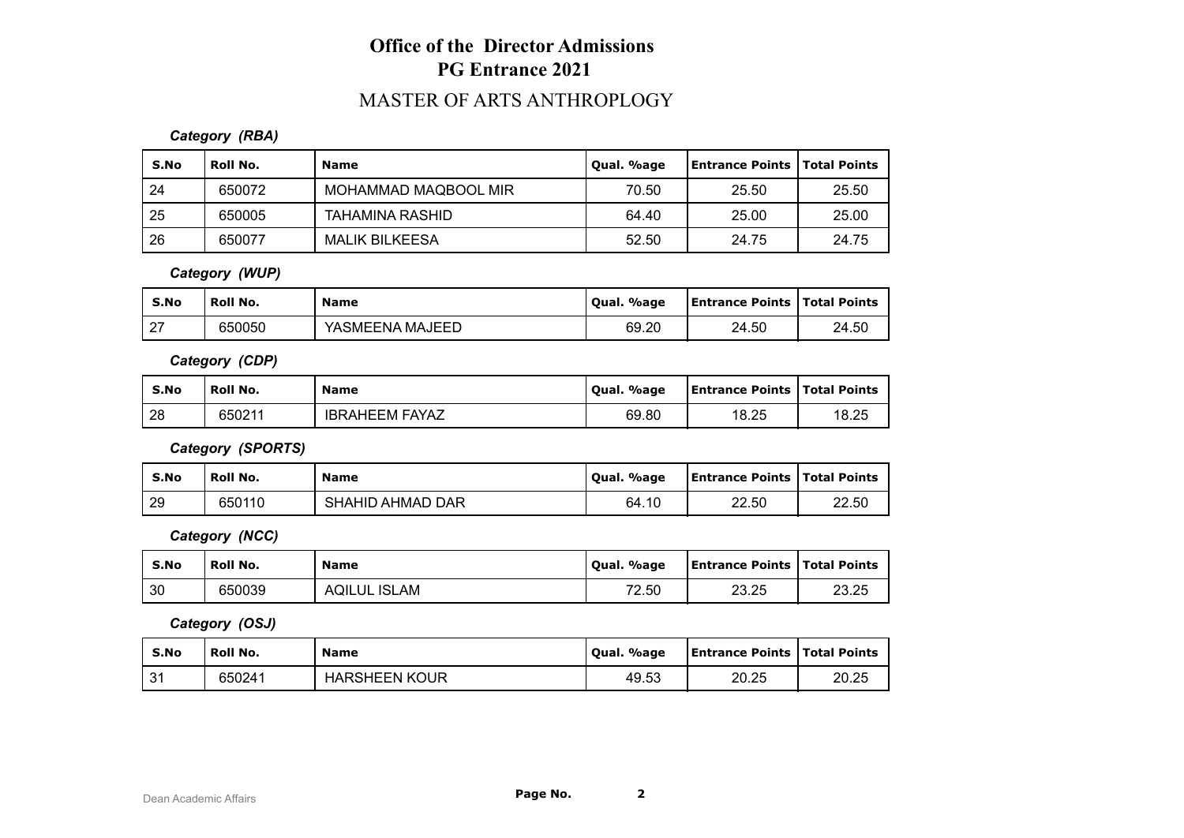# Office of the Director Admissions
# PG Entrance 2021

## MASTER OF ARTS ANTHROPLOGY

***Category (RBA)***

| S.No | Roll No. | Name | Qual. %age | Entrance Points | Total Points |
|---|---|---|---|---|---|
| 24 | 650072 | MOHAMMAD MAQBOOL MIR | 70.50 | 25.50 | 25.50 |
| 25 | 650005 | TAHAMINA RASHID | 64.40 | 25.00 | 25.00 |
| 26 | 650077 | MALIK BILKEESA | 52.50 | 24.75 | 24.75 |

***Category (WUP)***

| S.No | Roll No. | Name | Qual. %age | Entrance Points | Total Points |
|---|---|---|---|---|---|
| 27 | 650050 | YASMEENA MAJEED | 69.20 | 24.50 | 24.50 |

***Category (CDP)***

| S.No | Roll No. | Name | Qual. %age | Entrance Points | Total Points |
|---|---|---|---|---|---|
| 28 | 650211 | IBRAHEEM FAYAZ | 69.80 | 18.25 | 18.25 |

***Category (SPORTS)***

| S.No | Roll No. | Name | Qual. %age | Entrance Points | Total Points |
|---|---|---|---|---|---|
| 29 | 650110 | SHAHID AHMAD DAR | 64.10 | 22.50 | 22.50 |

***Category (NCC)***

| S.No | Roll No. | Name | Qual. %age | Entrance Points | Total Points |
|---|---|---|---|---|---|
| 30 | 650039 | AQILUL ISLAM | 72.50 | 23.25 | 23.25 |

***Category (OSJ)***

| S.No | Roll No. | Name | Qual. %age | Entrance Points | Total Points |
|---|---|---|---|---|---|
| 31 | 650241 | HARSHEEN KOUR | 49.53 | 20.25 | 20.25 |

Dean Academic Affairs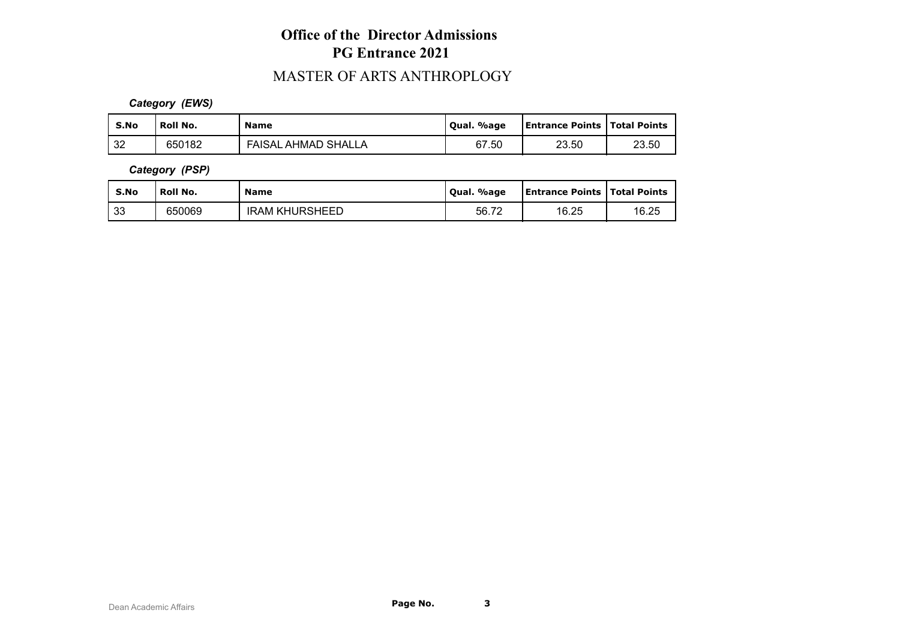# Office of the Director Admissions
## PG Entrance 2021

### MASTER OF ARTS ANTHROPLOGY

***Category (EWS)***

| S.No | Roll No. | Name | Qual. %age | Entrance Points | Total Points |
|---|---|---|---|---|---|
| 32 | 650182 | FAISAL AHMAD SHALLA | 67.50 | 23.50 | 23.50 |

***Category (PSP)***

| S.No | Roll No. | Name | Qual. %age | Entrance Points | Total Points |
|---|---|---|---|---|---|
| 33 | 650069 | IRAM KHURSHEED | 56.72 | 16.25 | 16.25 |

Dean Academic Affairs